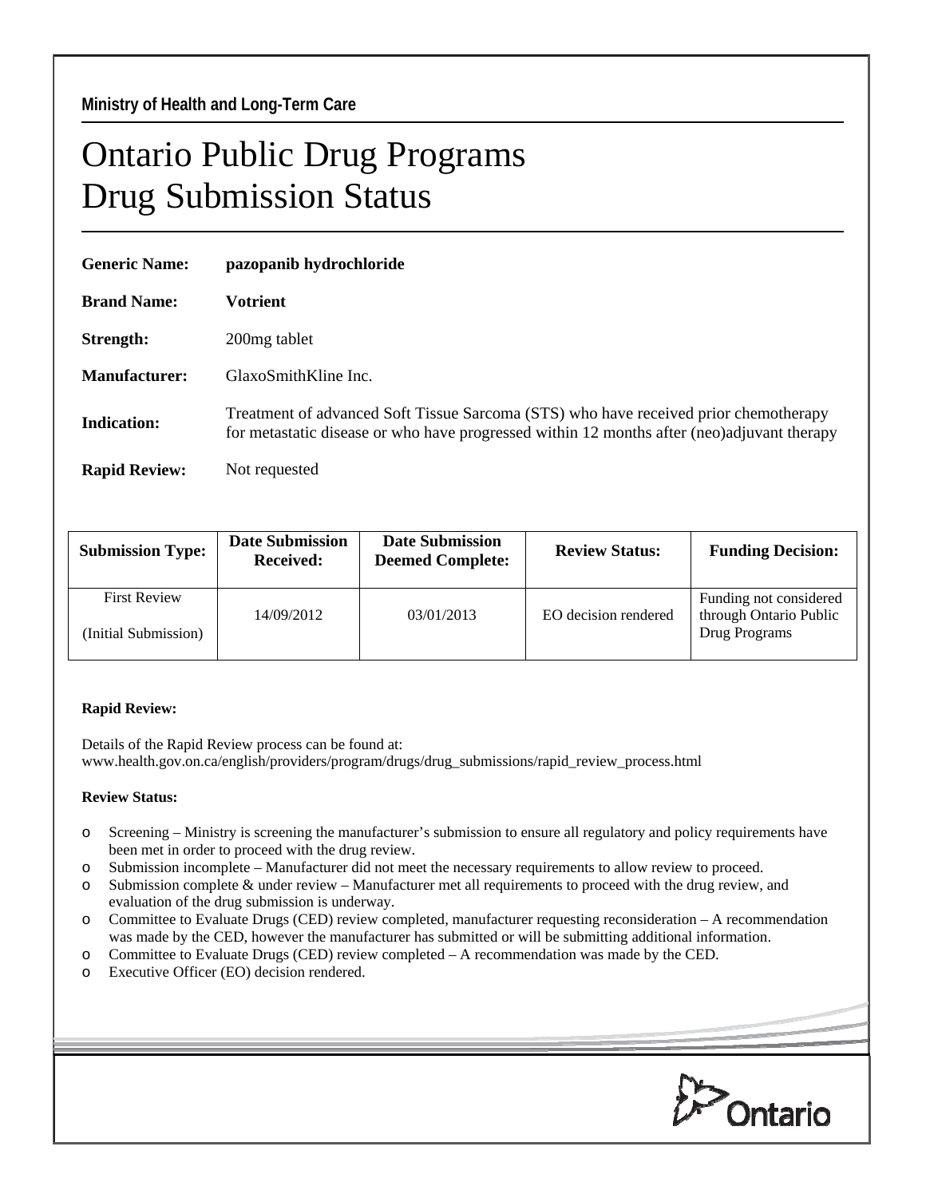**Ministry of Health and Long-Term Care**

# Ontario Public Drug Programs
# Drug Submission Status

**Generic Name:** **pazopanib hydrochloride**

**Brand Name:** **Votrient**

**Strength:** 200mg tablet

**Manufacturer:** GlaxoSmithKline Inc.

**Indication:** Treatment of advanced Soft Tissue Sarcoma (STS) who have received prior chemotherapy for metastatic disease or who have progressed within 12 months after (neo)adjuvant therapy

**Rapid Review:** Not requested

| Submission Type: | Date Submission Received: | Date Submission Deemed Complete: | Review Status: | Funding Decision: |
|---|---|---|---|---|
| First Review (Initial Submission) | 14/09/2012 | 03/01/2013 | EO decision rendered | Funding not considered through Ontario Public Drug Programs |

**Rapid Review:**

Details of the Rapid Review process can be found at:
www.health.gov.on.ca/english/providers/program/drugs/drug_submissions/rapid_review_process.html

**Review Status:**

- Screening – Ministry is screening the manufacturer's submission to ensure all regulatory and policy requirements have been met in order to proceed with the drug review.
- Submission incomplete – Manufacturer did not meet the necessary requirements to allow review to proceed.
- Submission complete & under review – Manufacturer met all requirements to proceed with the drug review, and evaluation of the drug submission is underway.
- Committee to Evaluate Drugs (CED) review completed, manufacturer requesting reconsideration – A recommendation was made by the CED, however the manufacturer has submitted or will be submitting additional information.
- Committee to Evaluate Drugs (CED) review completed – A recommendation was made by the CED.
- Executive Officer (EO) decision rendered.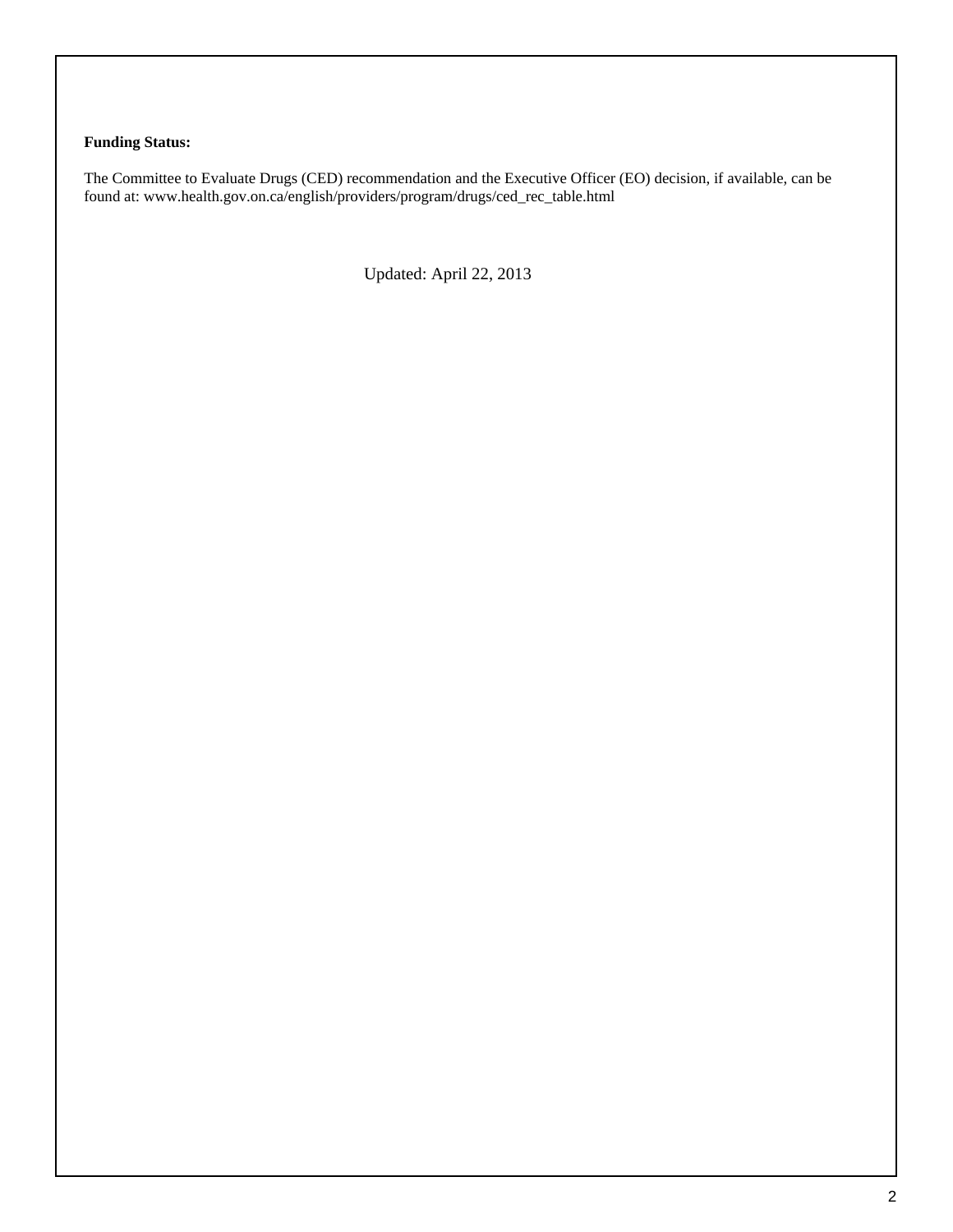**Funding Status:**

The Committee to Evaluate Drugs (CED) recommendation and the Executive Officer (EO) decision, if available, can be found at: www.health.gov.on.ca/english/providers/program/drugs/ced_rec_table.html

Updated: April 22, 2013